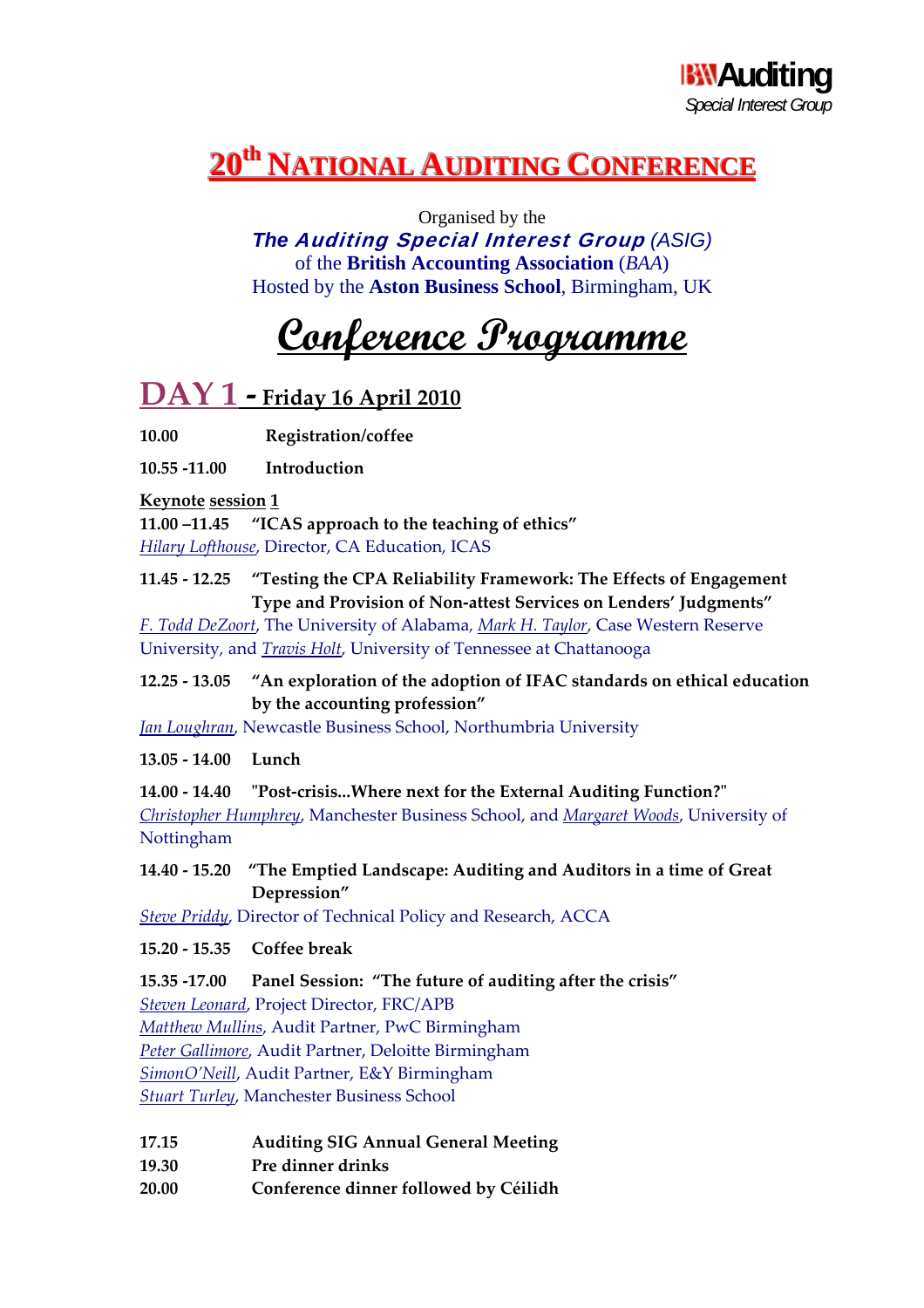**BAA Auditing**
*Special Interest Group*

# 20th NATIONAL AUDITING CONFERENCE

Organised by the
***The Auditing Special Interest Group*** (ASIG)
of the **British Accounting Association** (*BAA*)
Hosted by the **Aston Business School**, Birmingham, UK

# Conference Programme

## DAY 1 - Friday 16 April 2010

**10.00** **Registration/coffee**

**10.55 -11.00** **Introduction**

**Keynote session 1**

**11.00 –11.45** **"ICAS approach to the teaching of ethics"**
*Hilary Lofthouse*, Director, CA Education, ICAS

**11.45 - 12.25** **"Testing the CPA Reliability Framework: The Effects of Engagement Type and Provision of Non-attest Services on Lenders' Judgments"**
*F. Todd DeZoort*, The University of Alabama, *Mark H. Taylor*, Case Western Reserve University, and *Travis Holt*, University of Tennessee at Chattanooga

**12.25 - 13.05** **"An exploration of the adoption of IFAC standards on ethical education by the accounting profession"**
*Ian Loughran*, Newcastle Business School, Northumbria University

**13.05 - 14.00** **Lunch**

**14.00 - 14.40** **"Post-crisis...Where next for the External Auditing Function?"**
*Christopher Humphrey*, Manchester Business School, and *Margaret Woods*, University of Nottingham

**14.40 - 15.20** **"The Emptied Landscape: Auditing and Auditors in a time of Great Depression"**
*Steve Priddy*, Director of Technical Policy and Research, ACCA

**15.20 - 15.35** **Coffee break**

**15.35 -17.00** **Panel Session: "The future of auditing after the crisis"**
*Steven Leonard*, Project Director, FRC/APB
*Matthew Mullins*, Audit Partner, PwC Birmingham
*Peter Gallimore*, Audit Partner, Deloitte Birmingham
*SimonO'Neill*, Audit Partner, E&Y Birmingham
*Stuart Turley*, Manchester Business School

**17.15** **Auditing SIG Annual General Meeting**
**19.30** **Pre dinner drinks**
**20.00** **Conference dinner followed by Céilidh**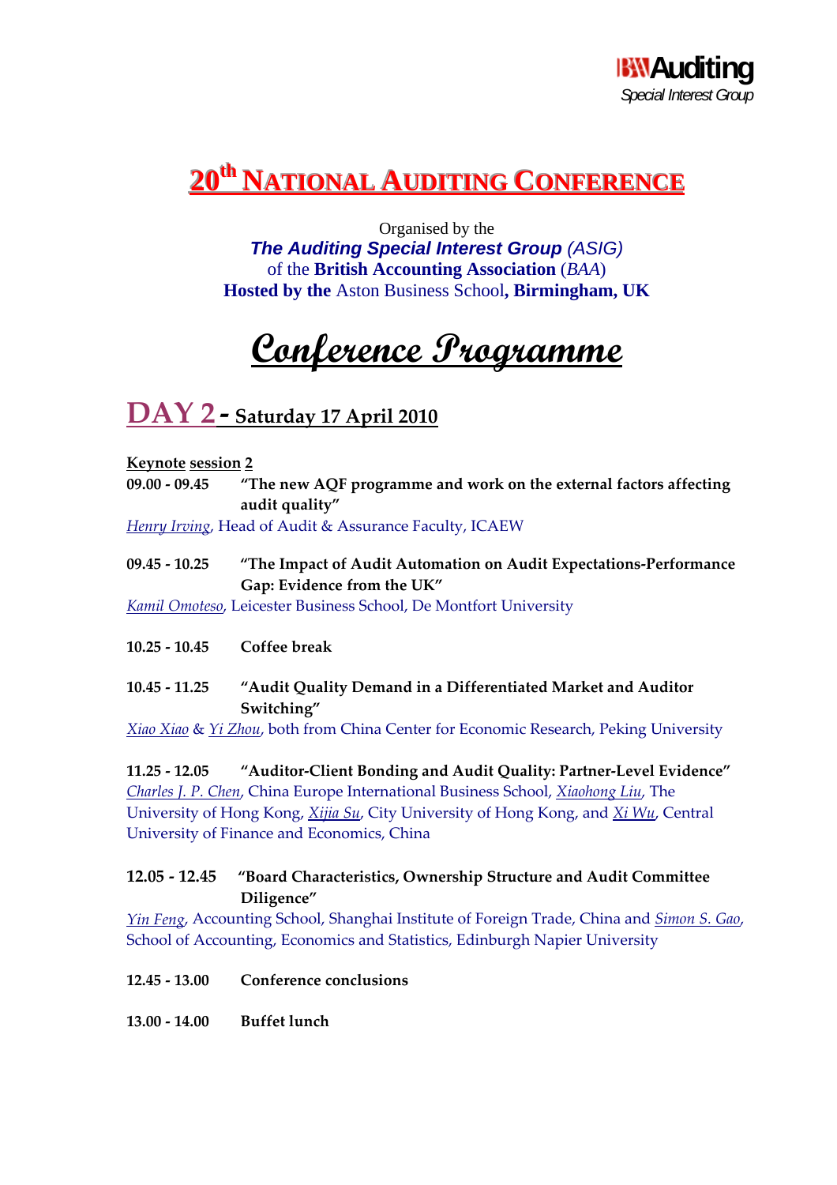BAA **Auditing**
*Special Interest Group*

# 20th National Auditing Conference

Organised by the
***The Auditing Special Interest Group*** *(ASIG)*
of the **British Accounting Association** (*BAA*)
**Hosted by the** Aston Business School**, Birmingham, UK**

# Conference Programme

## DAY 2 - Saturday 17 April 2010

**Keynote session 2**

**09.00 - 09.45** **"The new AQF programme and work on the external factors affecting audit quality"**
*Henry Irving*, Head of Audit & Assurance Faculty, ICAEW

**09.45 - 10.25** **"The Impact of Audit Automation on Audit Expectations-Performance Gap: Evidence from the UK"**
*Kamil Omoteso*, Leicester Business School, De Montfort University

**10.25 - 10.45** **Coffee break**

**10.45 - 11.25** **"Audit Quality Demand in a Differentiated Market and Auditor Switching"**
*Xiao Xiao* & *Yi Zhou*, both from China Center for Economic Research, Peking University

**11.25 - 12.05** **"Auditor-Client Bonding and Audit Quality: Partner-Level Evidence"**
*Charles J. P. Chen*, China Europe International Business School, *Xiaohong Liu*, The University of Hong Kong, *Xijia Su*, City University of Hong Kong, and *Xi Wu*, Central University of Finance and Economics, China

**12.05 - 12.45** **"Board Characteristics, Ownership Structure and Audit Committee Diligence"**
*Yin Feng*, Accounting School, Shanghai Institute of Foreign Trade, China and *Simon S. Gao*, School of Accounting, Economics and Statistics, Edinburgh Napier University

**12.45 - 13.00** **Conference conclusions**

**13.00 - 14.00** **Buffet lunch**